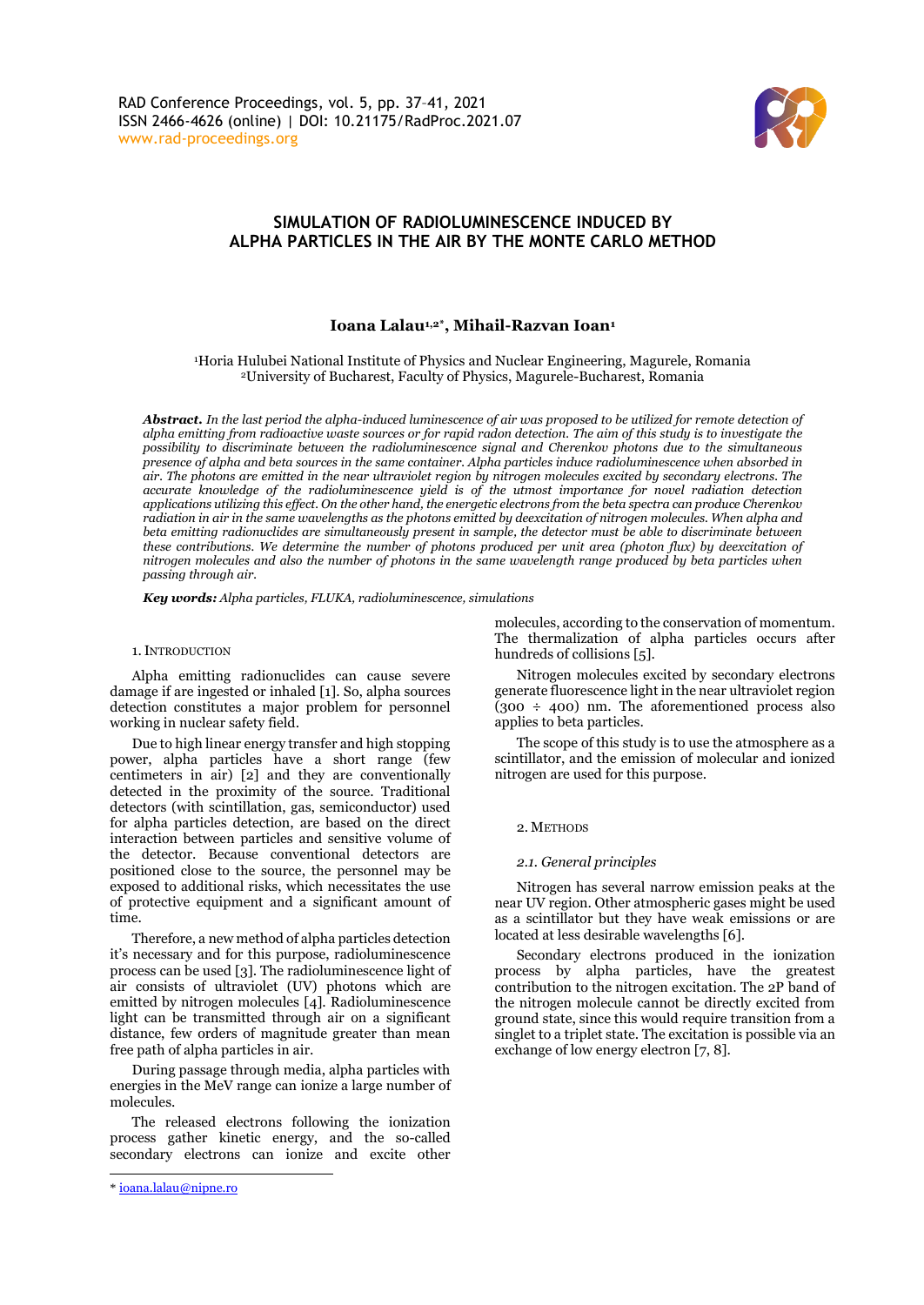# SIMULATION OF RADIOLUMINESCENCE INDUCED BY ALPHA PARTICLES IN THE AIR BY THE MONTE CARLO METHOD

**Ioana Lalau[1,2*], Mihail-Razvan Ioan[1]**

[1]Horia Hulubei National Institute of Physics and Nuclear Engineering, Magurele, Romania
[2]University of Bucharest, Faculty of Physics, Magurele-Bucharest, Romania

***Abstract.*** *In the last period the alpha-induced luminescence of air was proposed to be utilized for remote detection of alpha emitting from radioactive waste sources or for rapid radon detection. The aim of this study is to investigate the possibility to discriminate between the radioluminescence signal and Cherenkov photons due to the simultaneous presence of alpha and beta sources in the same container. Alpha particles induce radioluminescence when absorbed in air. The photons are emitted in the near ultraviolet region by nitrogen molecules excited by secondary electrons. The accurate knowledge of the radioluminescence yield is of the utmost importance for novel radiation detection applications utilizing this effect. On the other hand, the energetic electrons from the beta spectra can produce Cherenkov radiation in air in the same wavelengths as the photons emitted by deexcitation of nitrogen molecules. When alpha and beta emitting radionuclides are simultaneously present in sample, the detector must be able to discriminate between these contributions. We determine the number of photons produced per unit area (photon flux) by deexcitation of nitrogen molecules and also the number of photons in the same wavelength range produced by beta particles when passing through air.*

***Key words:*** *Alpha particles, FLUKA, radioluminescence, simulations*

## 1. Introduction

Alpha emitting radionuclides can cause severe damage if are ingested or inhaled [1]. So, alpha sources detection constitutes a major problem for personnel working in nuclear safety field.

Due to high linear energy transfer and high stopping power, alpha particles have a short range (few centimeters in air) [2] and they are conventionally detected in the proximity of the source. Traditional detectors (with scintillation, gas, semiconductor) used for alpha particles detection, are based on the direct interaction between particles and sensitive volume of the detector. Because conventional detectors are positioned close to the source, the personnel may be exposed to additional risks, which necessitates the use of protective equipment and a significant amount of time.

Therefore, a new method of alpha particles detection it's necessary and for this purpose, radioluminescence process can be used [3]. The radioluminescence light of air consists of ultraviolet (UV) photons which are emitted by nitrogen molecules [4]. Radioluminescence light can be transmitted through air on a significant distance, few orders of magnitude greater than mean free path of alpha particles in air.

During passage through media, alpha particles with energies in the MeV range can ionize a large number of molecules.

The released electrons following the ionization process gather kinetic energy, and the so-called secondary electrons can ionize and excite other molecules, according to the conservation of momentum. The thermalization of alpha particles occurs after hundreds of collisions [5].

Nitrogen molecules excited by secondary electrons generate fluorescence light in the near ultraviolet region (300 ÷ 400) nm. The aforementioned process also applies to beta particles.

The scope of this study is to use the atmosphere as a scintillator, and the emission of molecular and ionized nitrogen are used for this purpose.

## 2. Methods

### *2.1. General principles*

Nitrogen has several narrow emission peaks at the near UV region. Other atmospheric gases might be used as a scintillator but they have weak emissions or are located at less desirable wavelengths [6].

Secondary electrons produced in the ionization process by alpha particles, have the greatest contribution to the nitrogen excitation. The 2P band of the nitrogen molecule cannot be directly excited from ground state, since this would require transition from a singlet to a triplet state. The excitation is possible via an exchange of low energy electron [7, 8].

\* ioana.lalau@nipne.ro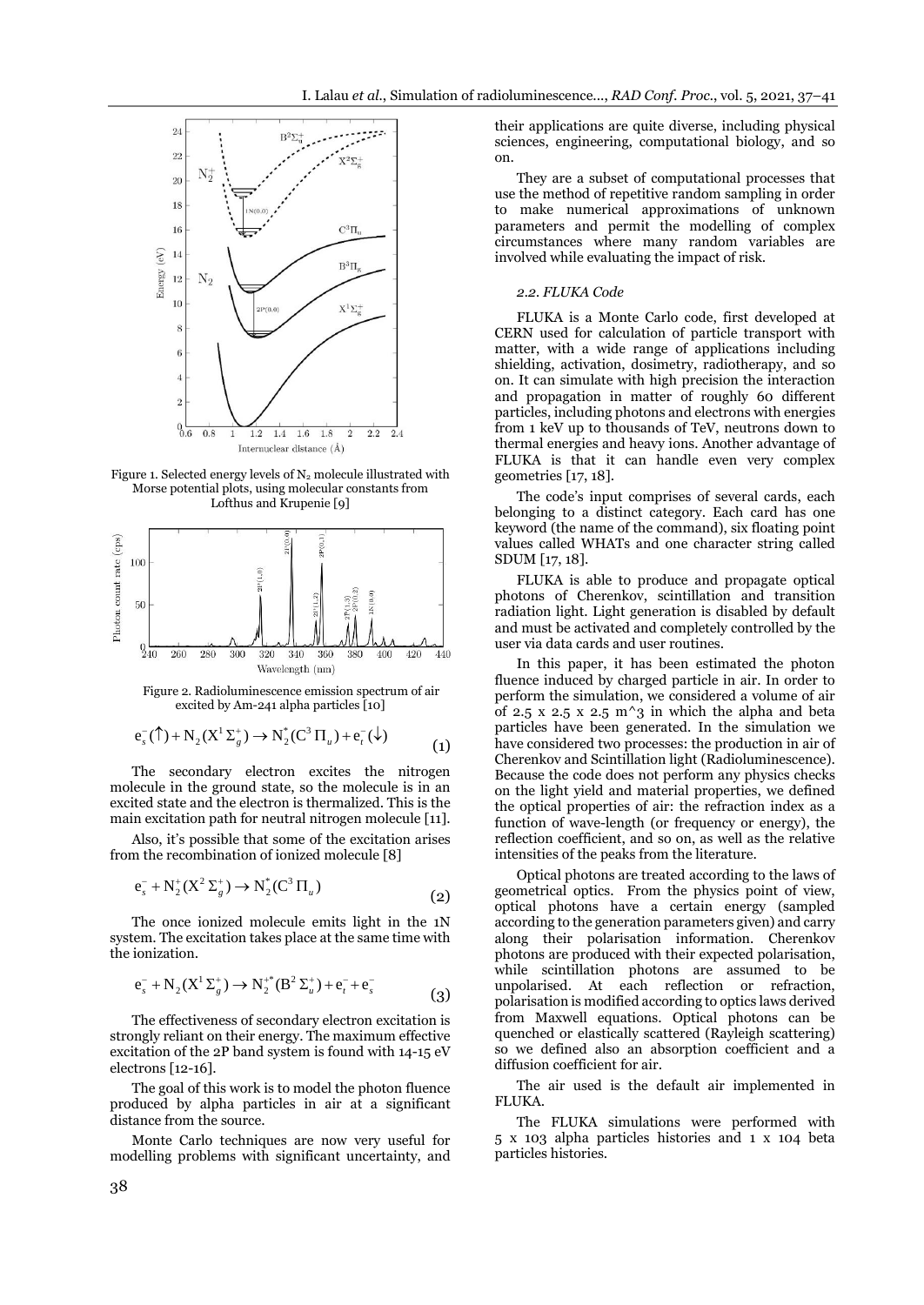24

22

20

18

16

14

12

10

8

6

4

2

0

Energy (eV)

0.6 0.8 1 1.2 1.4 1.6 1.8 2 2.2 2.4

Internuclear distance (Å)

$N_2^+$

$B^2\Sigma_u^+$

$X^2\Sigma_g^+$

1N(0,0)

$C^3\Pi_u$

$B^3\Pi_g$

$N_2$

2P(0,0)

$X^1\Sigma_g^+$

Figure 1. Selected energy levels of $N_2$ molecule illustrated with Morse potential plots, using molecular constants from Lofthus and Krupenie [9]

Photon count rate (cps)

100

50

0

240 260 280 300 320 340 360 380 400 420 440

Wavelength (nm)

2P(1,0)

2P(0,0)

2P(1,2)

2P(0,1)

2P(1,3)

2P(0,2)

1N(0,0)

Figure 2. Radioluminescence emission spectrum of air excited by Am-241 alpha particles [10]

$$e_s^-(\uparrow) + N_2(X^1\Sigma_g^+) \rightarrow N_2^*(C^3\Pi_u) + e_t^-(\downarrow) \tag{1}$$

The secondary electron excites the nitrogen molecule in the ground state, so the molecule is in an excited state and the electron is thermalized. This is the main excitation path for neutral nitrogen molecule [11].

Also, it's possible that some of the excitation arises from the recombination of ionized molecule [8]

$$e_s^- + N_2^+(X^2\Sigma_g^+) \rightarrow N_2^*(C^3\Pi_u) \tag{2}$$

The once ionized molecule emits light in the 1N system. The excitation takes place at the same time with the ionization.

$$e_s^- + N_2(X^1\Sigma_g^+) \rightarrow N_2^{+*}(B^2\Sigma_u^+) + e_t^- + e_s^- \tag{3}$$

The effectiveness of secondary electron excitation is strongly reliant on their energy. The maximum effective excitation of the 2P band system is found with 14-15 eV electrons [12-16].

The goal of this work is to model the photon fluence produced by alpha particles in air at a significant distance from the source.

Monte Carlo techniques are now very useful for modelling problems with significant uncertainty, and their applications are quite diverse, including physical sciences, engineering, computational biology, and so on.

They are a subset of computational processes that use the method of repetitive random sampling in order to make numerical approximations of unknown parameters and permit the modelling of complex circumstances where many random variables are involved while evaluating the impact of risk.

### *2.2. FLUKA Code*

FLUKA is a Monte Carlo code, first developed at CERN used for calculation of particle transport with matter, with a wide range of applications including shielding, activation, dosimetry, radiotherapy, and so on. It can simulate with high precision the interaction and propagation in matter of roughly 60 different particles, including photons and electrons with energies from 1 keV up to thousands of TeV, neutrons down to thermal energies and heavy ions. Another advantage of FLUKA is that it can handle even very complex geometries [17, 18].

The code's input comprises of several cards, each belonging to a distinct category. Each card has one keyword (the name of the command), six floating point values called WHATs and one character string called SDUM [17, 18].

FLUKA is able to produce and propagate optical photons of Cherenkov, scintillation and transition radiation light. Light generation is disabled by default and must be activated and completely controlled by the user via data cards and user routines.

In this paper, it has been estimated the photon fluence induced by charged particle in air. In order to perform the simulation, we considered a volume of air of 2.5 x 2.5 x 2.5 m^3 in which the alpha and beta particles have been generated. In the simulation we have considered two processes: the production in air of Cherenkov and Scintillation light (Radioluminescence). Because the code does not perform any physics checks on the light yield and material properties, we defined the optical properties of air: the refraction index as a function of wave-length (or frequency or energy), the reflection coefficient, and so on, as well as the relative intensities of the peaks from the literature.

Optical photons are treated according to the laws of geometrical optics. From the physics point of view, optical photons have a certain energy (sampled according to the generation parameters given) and carry along their polarisation information. Cherenkov photons are produced with their expected polarisation, while scintillation photons are assumed to be unpolarised. At each reflection or refraction, polarisation is modified according to optics laws derived from Maxwell equations. Optical photons can be quenched or elastically scattered (Rayleigh scattering) so we defined also an absorption coefficient and a diffusion coefficient for air.

The air used is the default air implemented in FLUKA.

The FLUKA simulations were performed with 5 x 103 alpha particles histories and 1 x 104 beta particles histories.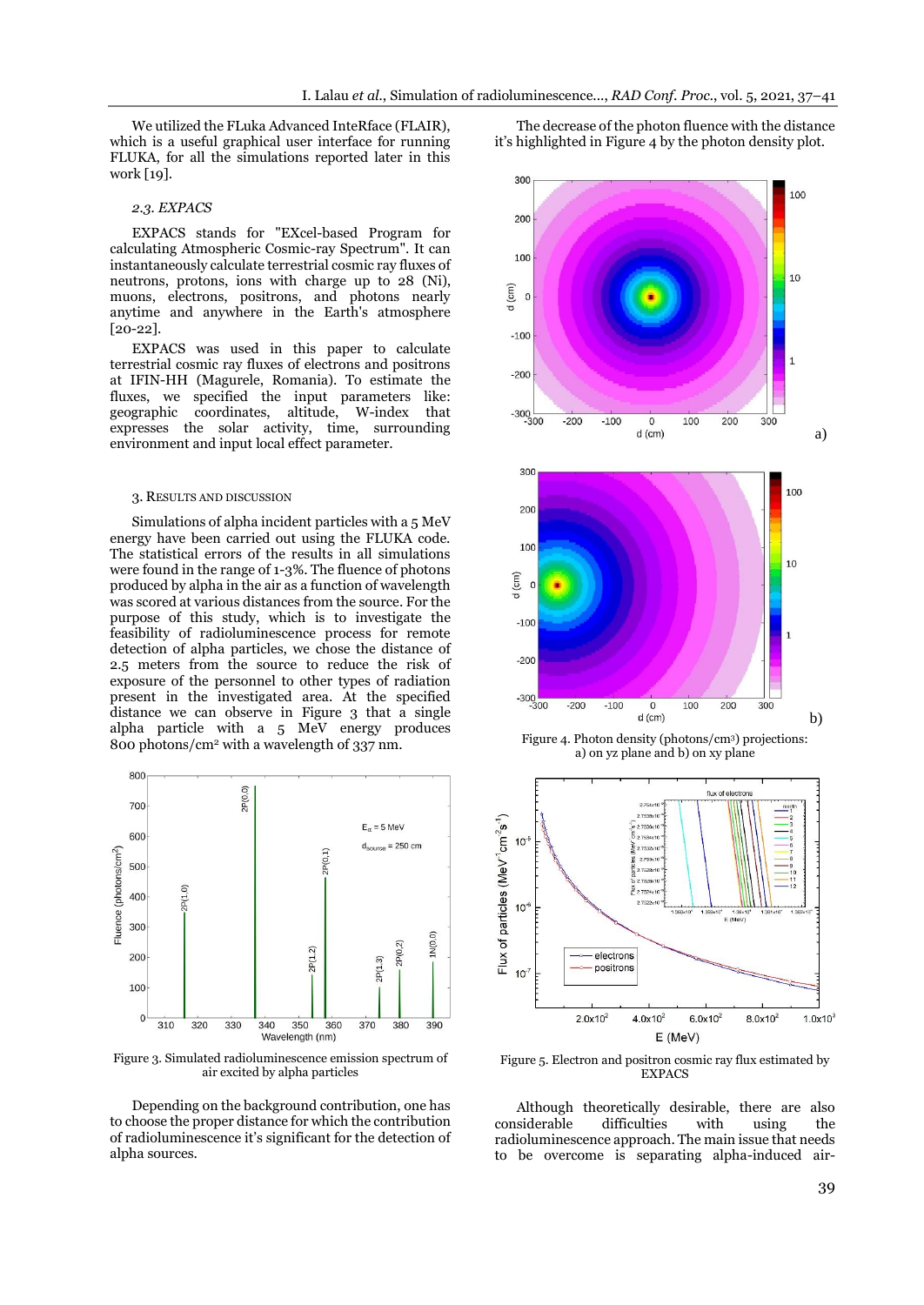We utilized the FLuka Advanced InteRface (FLAIR), which is a useful graphical user interface for running FLUKA, for all the simulations reported later in this work [19].

### 2.3. EXPACS

EXPACS stands for "EXcel-based Program for calculating Atmospheric Cosmic-ray Spectrum". It can instantaneously calculate terrestrial cosmic ray fluxes of neutrons, protons, ions with charge up to 28 (Ni), muons, electrons, positrons, and photons nearly anytime and anywhere in the Earth's atmosphere [20-22].

EXPACS was used in this paper to calculate terrestrial cosmic ray fluxes of electrons and positrons at IFIN-HH (Magurele, Romania). To estimate the fluxes, we specified the input parameters like: geographic coordinates, altitude, W-index that expresses the solar activity, time, surrounding environment and input local effect parameter.

## 3. Results and Discussion

Simulations of alpha incident particles with a 5 MeV energy have been carried out using the FLUKA code. The statistical errors of the results in all simulations were found in the range of 1-3%. The fluence of photons produced by alpha in the air as a function of wavelength was scored at various distances from the source. For the purpose of this study, which is to investigate the feasibility of radioluminescence process for remote detection of alpha particles, we chose the distance of 2.5 meters from the source to reduce the risk of exposure of the personnel to other types of radiation present in the investigated area. At the specified distance we can observe in Figure 3 that a single alpha particle with a 5 MeV energy produces 800 photons/cm² with a wavelength of 337 nm.

Fluence (photons/cm2)
0
100
200
300
400
500
600
700
800
310 320 330 340 350 360 370 380 390
Wavelength (nm)
2P(1,0)
2P(0,0)
2P(1,2)
2P(0,1)
2P(1,3)
2P(0,2)
1N(0,0)
$E_\alpha$ = 5 MeV
$d_{source}$ = 250 cm

Figure 3. Simulated radioluminescence emission spectrum of air excited by alpha particles

Depending on the background contribution, one has to choose the proper distance for which the contribution of radioluminescence it's significant for the detection of alpha sources.

The decrease of the photon fluence with the distance it's highlighted in Figure 4 by the photon density plot.

a)
d (cm)
d (cm)
300
200
100
0
-100
-200
-300
-300 -200 -100 0 100 200 300
100
10
1

b)
d (cm)
d (cm)
300
200
100
0
-100
-200
-300
-300 -200 -100 0 100 200 300
100
10
1

Figure 4. Photon density (photons/cm³) projections: a) on yz plane and b) on xy plane

Flux of particles (MeV⁻¹cm⁻²s⁻¹)
$10^{-5}$
$10^{-6}$
$10^{-7}$
E (MeV)
$2.0x10^2$
$4.0x10^2$
$6.0x10^2$
$8.0x10^2$
$1.0x10^3$
electrons
positrons
flux of electrons

Figure 5. Electron and positron cosmic ray flux estimated by EXPACS

Although theoretically desirable, there are also considerable difficulties with using the radioluminescence approach. The main issue that needs to be overcome is separating alpha-induced air-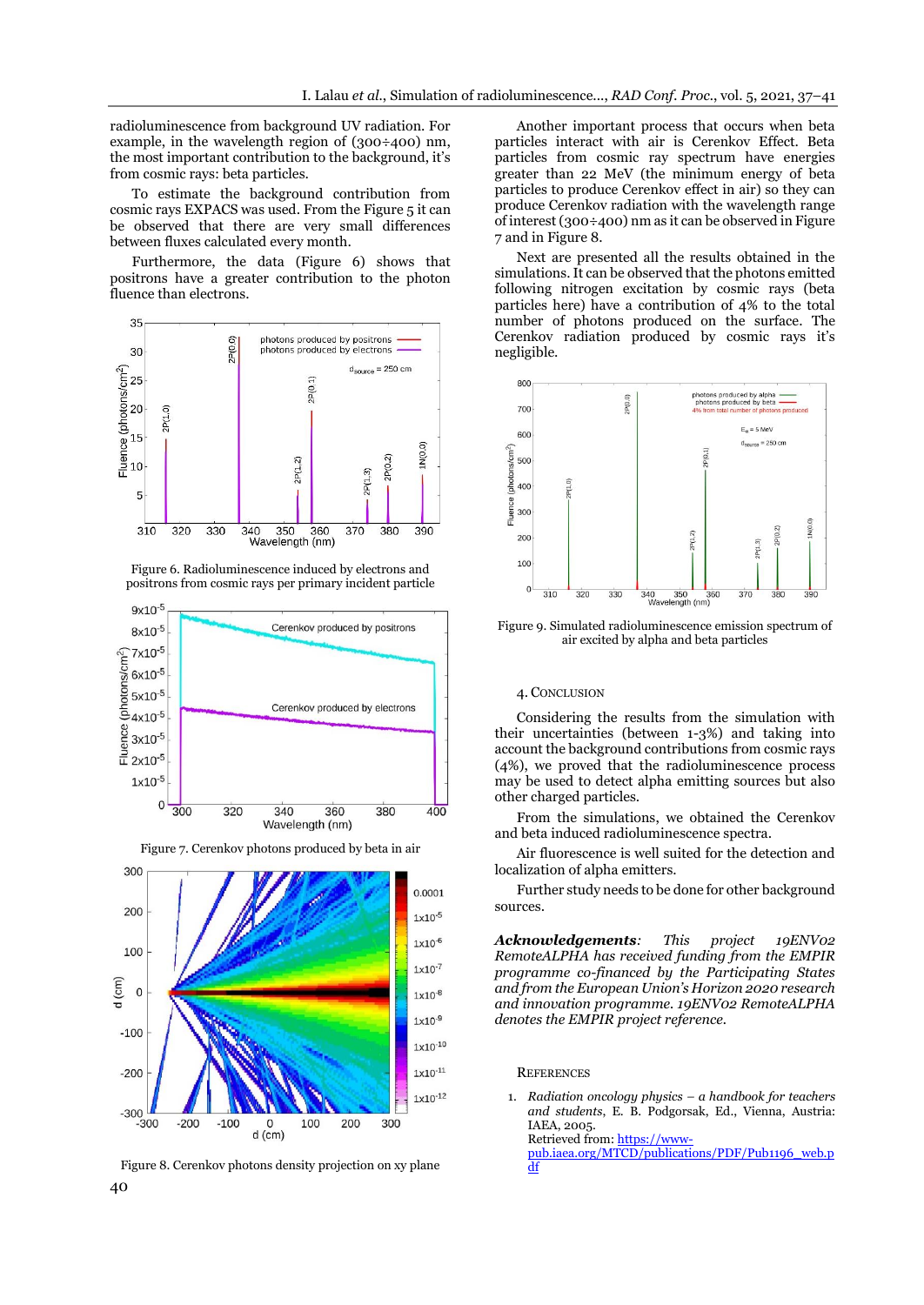radioluminescence from background UV radiation. For example, in the wavelength region of (300÷400) nm, the most important contribution to the background, it's from cosmic rays: beta particles.

To estimate the background contribution from cosmic rays EXPACS was used. From the Figure 5 it can be observed that there are very small differences between fluxes calculated every month.

Furthermore, the data (Figure 6) shows that positrons have a greater contribution to the photon fluence than electrons.

Fluence (photons/cm$^2$)
35
30
25
20
15
10
5
310 320 330 340 350 360 370 380 390
Wavelength (nm)
photons produced by positrons
photons produced by electrons
$d_{source}$ = 250 cm
2P(1,0)
2P(0,0)
2P(1,2)
2P(0,1)
2P(1,3)
2P(0,2)
1N(0,0)

Figure 6. Radioluminescence induced by electrons and positrons from cosmic rays per primary incident particle

Fluence (photons/cm$^2$)
9x10$^{-5}$
8x10$^{-5}$
7x10$^{-5}$
6x10$^{-5}$
5x10$^{-5}$
4x10$^{-5}$
3x10$^{-5}$
2x10$^{-5}$
1x10$^{-5}$
0
300 320 340 360 380 400
Wavelength (nm)
Cerenkov produced by positrons
Cerenkov produced by electrons

Figure 7. Cerenkov photons produced by beta in air

d (cm)
300
200
100
0
-100
-200
-300
-300 -200 -100 0 100 200 300
d (cm)
0.0001
1x10$^{-5}$
1x10$^{-6}$
1x10$^{-7}$
1x10$^{-8}$
1x10$^{-9}$
1x10$^{-10}$
1x10$^{-11}$
1x10$^{-12}$

Figure 8. Cerenkov photons density projection on xy plane

Another important process that occurs when beta particles interact with air is Cerenkov Effect. Beta particles from cosmic ray spectrum have energies greater than 22 MeV (the minimum energy of beta particles to produce Cerenkov effect in air) so they can produce Cerenkov radiation with the wavelength range of interest (300÷400) nm as it can be observed in Figure 7 and in Figure 8.

Next are presented all the results obtained in the simulations. It can be observed that the photons emitted following nitrogen excitation by cosmic rays (beta particles here) have a contribution of 4% to the total number of photons produced on the surface. The Cerenkov radiation produced by cosmic rays it's negligible.

Fluence (photons/cm$^2$)
800
700
600
500
400
300
200
100
0
310 320 330 340 350 360 370 380 390
Wavelength (nm)
photons produced by alpha
photons produced by beta
4% from total number of photons produced
$E_\alpha$ = 5 MeV
$d_{source}$ = 250 cm
2P(1,0)
2P(0,0)
2P(1,2)
2P(0,1)
2P(1,3)
2P(0,2)
1N(0,0)

Figure 9. Simulated radioluminescence emission spectrum of air excited by alpha and beta particles

## 4. Conclusion

Considering the results from the simulation with their uncertainties (between 1-3%) and taking into account the background contributions from cosmic rays (4%), we proved that the radioluminescence process may be used to detect alpha emitting sources but also other charged particles.

From the simulations, we obtained the Cerenkov and beta induced radioluminescence spectra.

Air fluorescence is well suited for the detection and localization of alpha emitters.

Further study needs to be done for other background sources.

***Acknowledgements**: This project 19ENV02 RemoteALPHA has received funding from the EMPIR programme co-financed by the Participating States and from the European Union's Horizon 2020 research and innovation programme. 19ENV02 RemoteALPHA denotes the EMPIR project reference.*

## References

1. *Radiation oncology physics – a handbook for teachers and students*, E. B. Podgorsak, Ed., Vienna, Austria: IAEA, 2005.
Retrieved from: https://www-pub.iaea.org/MTCD/publications/PDF/Pub1196_web.pdf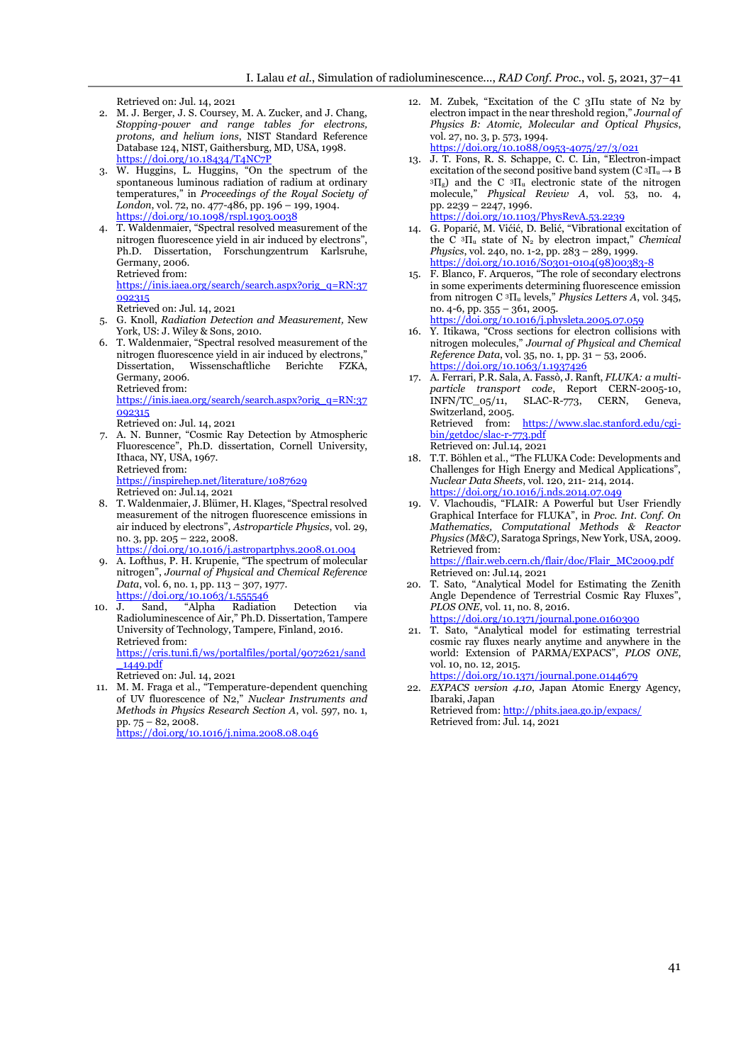Retrieved on: Jul. 14, 2021

2. M. J. Berger, J. S. Coursey, M. A. Zucker, and J. Chang, *Stopping-power and range tables for electrons, protons, and helium ions*, NIST Standard Reference Database 124, NIST, Gaithersburg, MD, USA, 1998. https://doi.org/10.18434/T4NC7P
3. W. Huggins, L. Huggins, "On the spectrum of the spontaneous luminous radiation of radium at ordinary temperatures," in *Proceedings of the Royal Society of London*, vol. 72, no. 477-486, pp. 196 – 199, 1904. https://doi.org/10.1098/rspl.1903.0038
4. T. Waldenmaier, "Spectral resolved measurement of the nitrogen fluorescence yield in air induced by electrons", Ph.D. Dissertation, Forschungzentrum Karlsruhe, Germany, 2006.
   Retrieved from: https://inis.iaea.org/search/search.aspx?orig_q=RN:37092315
   Retrieved on: Jul. 14, 2021
5. G. Knoll, *Radiation Detection and Measurement*, New York, US: J. Wiley & Sons, 2010.
6. T. Waldenmaier, "Spectral resolved measurement of the nitrogen fluorescence yield in air induced by electrons," Dissertation, Wissenschaftliche Berichte FZKA, Germany, 2006.
   Retrieved from: https://inis.iaea.org/search/search.aspx?orig_q=RN:37092315
   Retrieved on: Jul. 14, 2021
7. A. N. Bunner, "Cosmic Ray Detection by Atmospheric Fluorescence", Ph.D. dissertation, Cornell University, Ithaca, NY, USA, 1967.
   Retrieved from: https://inspirehep.net/literature/1087629
   Retrieved on: Jul.14, 2021
8. T. Waldenmaier, J. Blümer, H. Klages, "Spectral resolved measurement of the nitrogen fluorescence emissions in air induced by electrons", *Astroparticle Physics*, vol. 29, no. 3, pp. 205 – 222, 2008. https://doi.org/10.1016/j.astropartphys.2008.01.004
9. A. Lofthus, P. H. Krupenie, "The spectrum of molecular nitrogen", *Journal of Physical and Chemical Reference Data*, vol. 6, no. 1, pp. 113 – 307, 1977. https://doi.org/10.1063/1.555546
10. J. Sand, "Alpha Radiation Detection via Radioluminescence of Air," Ph.D. Dissertation, Tampere University of Technology, Tampere, Finland, 2016.
    Retrieved from: https://cris.tuni.fi/ws/portalfiles/portal/9072621/sand_1449.pdf
    Retrieved on: Jul. 14, 2021
11. M. M. Fraga et al., "Temperature-dependent quenching of UV fluorescence of N2," *Nuclear Instruments and Methods in Physics Research Section A*, vol. 597, no. 1, pp. 75 – 82, 2008. https://doi.org/10.1016/j.nima.2008.08.046
12. M. Zubek, "Excitation of the C 3Πu state of N2 by electron impact in the near threshold region," *Journal of Physics B: Atomic, Molecular and Optical Physics*, vol. 27, no. 3, p. 573, 1994. https://doi.org/10.1088/0953-4075/27/3/021
13. J. T. Fons, R. S. Schappe, C. C. Lin, "Electron-impact excitation of the second positive band system (C $^3\Pi_u \rightarrow$ B $^3\Pi_g$) and the C $^3\Pi_u$ electronic state of the nitrogen molecule," *Physical Review A*, vol. 53, no. 4, pp. 2239 – 2247, 1996. https://doi.org/10.1103/PhysRevA.53.2239
14. G. Poparić, M. Vićić, D. Belić, "Vibrational excitation of the C $^3\Pi_u$ state of $N_2$ by electron impact," *Chemical Physics*, vol. 240, no. 1-2, pp. 283 – 289, 1999. https://doi.org/10.1016/S0301-0104(98)00383-8
15. F. Blanco, F. Arqueros, "The role of secondary electrons in some experiments determining fluorescence emission from nitrogen C $^3\Pi_u$ levels," *Physics Letters A*, vol. 345, no. 4-6, pp. 355 – 361, 2005. https://doi.org/10.1016/j.physleta.2005.07.059
16. Y. Itikawa, "Cross sections for electron collisions with nitrogen molecules," *Journal of Physical and Chemical Reference Data*, vol. 35, no. 1, pp. 31 – 53, 2006. https://doi.org/10.1063/1.1937426
17. A. Ferrari, P.R. Sala, A. Fassò, J. Ranft, *FLUKA: a multi-particle transport code*, Report CERN-2005-10, INFN/TC_05/11, SLAC-R-773, CERN, Geneva, Switzerland, 2005.
    Retrieved from: https://www.slac.stanford.edu/cgi-bin/getdoc/slac-r-773.pdf
    Retrieved on: Jul.14, 2021
18. T.T. Böhlen et al., "The FLUKA Code: Developments and Challenges for High Energy and Medical Applications", *Nuclear Data Sheets*, vol. 120, 211- 214, 2014. https://doi.org/10.1016/j.nds.2014.07.049
19. V. Vlachoudis, "FLAIR: A Powerful but User Friendly Graphical Interface for FLUKA", in *Proc. Int. Conf. On Mathematics, Computational Methods & Reactor Physics (M&C)*, Saratoga Springs, New York, USA, 2009.
    Retrieved from: https://flair.web.cern.ch/flair/doc/Flair_MC2009.pdf
    Retrieved on: Jul.14, 2021
20. T. Sato, "Analytical Model for Estimating the Zenith Angle Dependence of Terrestrial Cosmic Ray Fluxes", *PLOS ONE*, vol. 11, no. 8, 2016. https://doi.org/10.1371/journal.pone.0160390
21. T. Sato, "Analytical model for estimating terrestrial cosmic ray fluxes nearly anytime and anywhere in the world: Extension of PARMA/EXPACS", *PLOS ONE*, vol. 10, no. 12, 2015. https://doi.org/10.1371/journal.pone.0144679
22. *EXPACS version 4.10*, Japan Atomic Energy Agency, Ibaraki, Japan
    Retrieved from: http://phits.jaea.go.jp/expacs/
    Retrieved from: Jul. 14, 2021